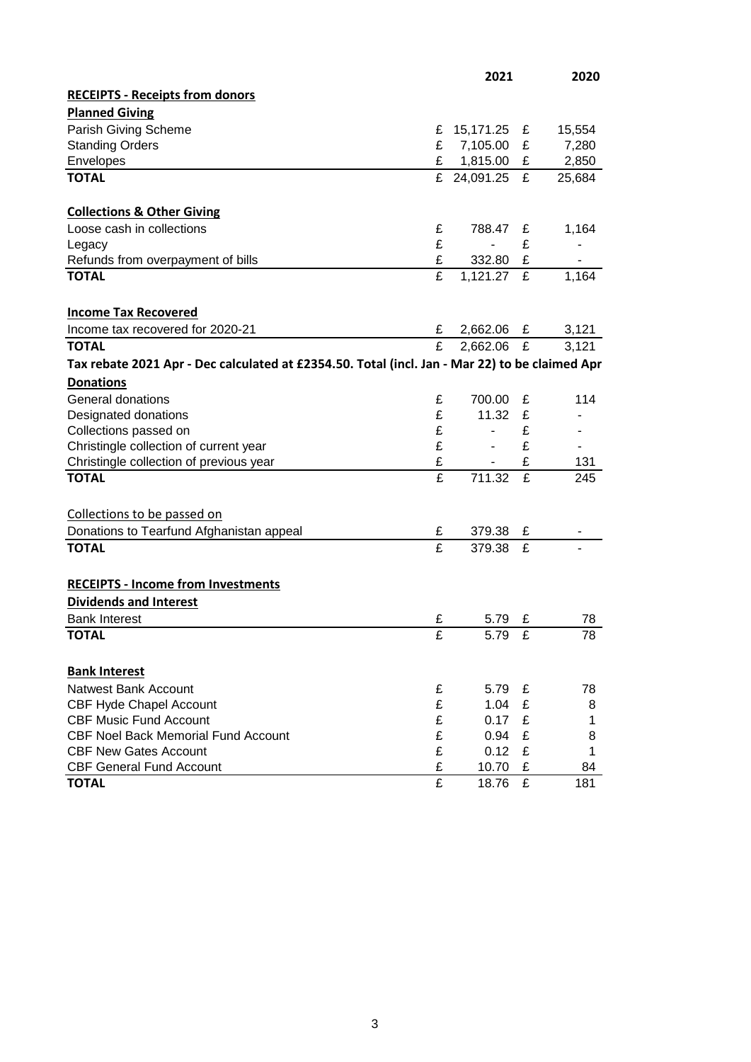| | 2021 | 2020 |
|---|---|---|
| **RECEIPTS - Receipts from donors** | | |
| **Planned Giving** | | |
| Parish Giving Scheme | £ 15,171.25 | £ 15,554 |
| Standing Orders | £ 7,105.00 | £ 7,280 |
| Envelopes | £ 1,815.00 | £ 2,850 |
| **TOTAL** | £ 24,091.25 | £ 25,684 |
| | | |
| **Collections & Other Giving** | | |
| Loose cash in collections | £ 788.47 | £ 1,164 |
| Legacy | £ - | £ - |
| Refunds from overpayment of bills | £ 332.80 | £ - |
| **TOTAL** | £ 1,121.27 | £ 1,164 |
| | | |
| **Income Tax Recovered** | | |
| Income tax recovered for 2020-21 | £ 2,662.06 | £ 3,121 |
| **TOTAL** | £ 2,662.06 | £ 3,121 |
| **Tax rebate 2021 Apr - Dec calculated at £2354.50. Total (incl. Jan - Mar 22) to be claimed Apr** | | |
| **Donations** | | |
| General donations | £ 700.00 | £ 114 |
| Designated donations | £ 11.32 | £ - |
| Collections passed on | £ - | £ - |
| Christingle collection of current year | £ - | £ - |
| Christingle collection of previous year | £ - | £ 131 |
| **TOTAL** | £ 711.32 | £ 245 |
| | | |
| Collections to be passed on | | |
| Donations to Tearfund Afghanistan appeal | £ 379.38 | £ - |
| **TOTAL** | £ 379.38 | £ - |
| | | |
| **RECEIPTS - Income from Investments** | | |
| **Dividends and Interest** | | |
| Bank Interest | £ 5.79 | £ 78 |
| **TOTAL** | £ 5.79 | £ 78 |
| | | |
| **Bank Interest** | | |
| Natwest Bank Account | £ 5.79 | £ 78 |
| CBF Hyde Chapel Account | £ 1.04 | £ 8 |
| CBF Music Fund Account | £ 0.17 | £ 1 |
| CBF Noel Back Memorial Fund Account | £ 0.94 | £ 8 |
| CBF New Gates Account | £ 0.12 | £ 1 |
| CBF General Fund Account | £ 10.70 | £ 84 |
| **TOTAL** | £ 18.76 | £ 181 |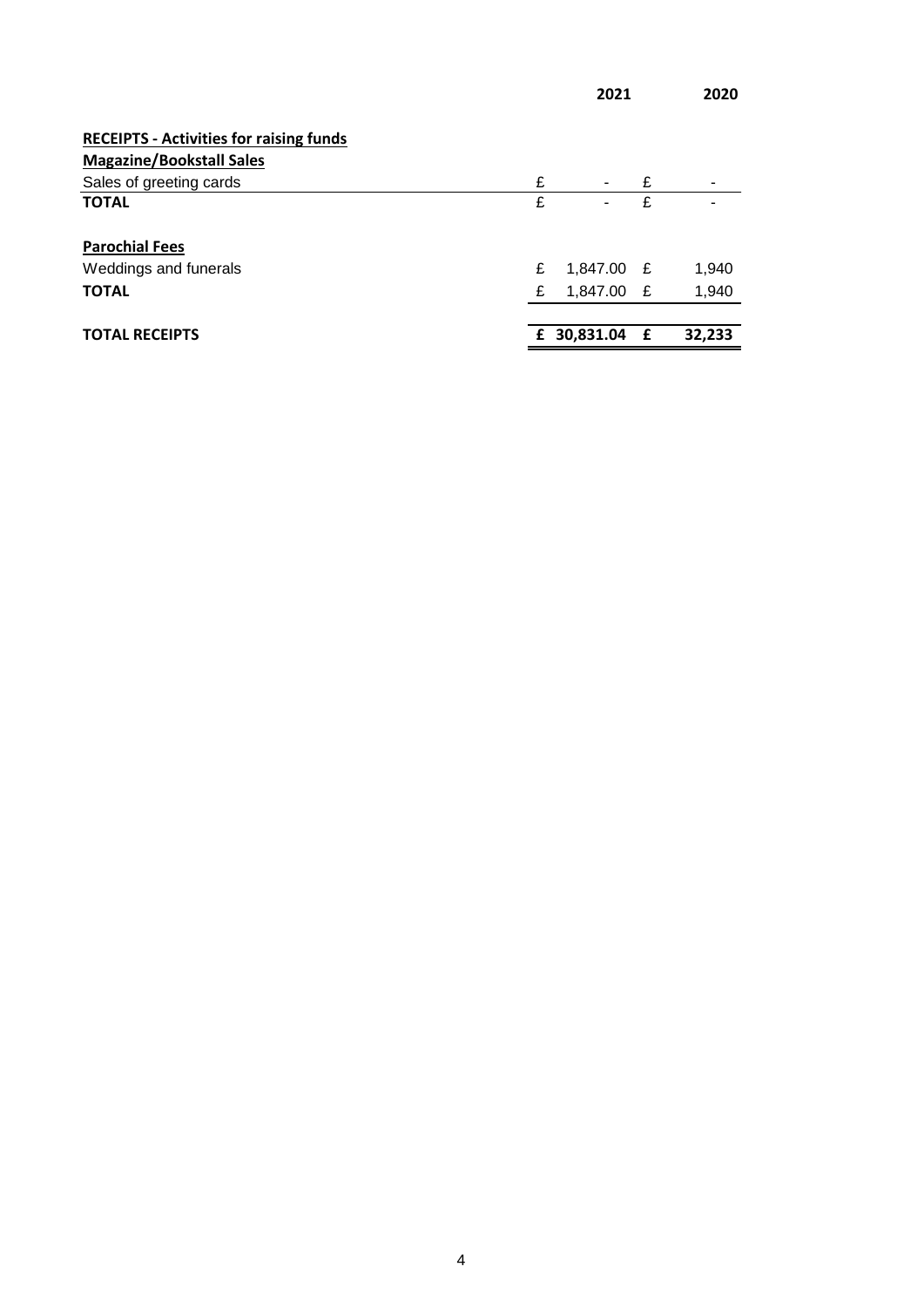| | 2021 | 2020 |
|---|---|---|
| **RECEIPTS - Activities for raising funds** | | |
| **Magazine/Bookstall Sales** | | |
| Sales of greeting cards | £ - | £ - |
| **TOTAL** | £ - | £ - |
| | | |
| **Parochial Fees** | | |
| Weddings and funerals | £ 1,847.00 | £ 1,940 |
| **TOTAL** | £ 1,847.00 | £ 1,940 |
| | | |
| **TOTAL RECEIPTS** | **£ 30,831.04** | **£ 32,233** |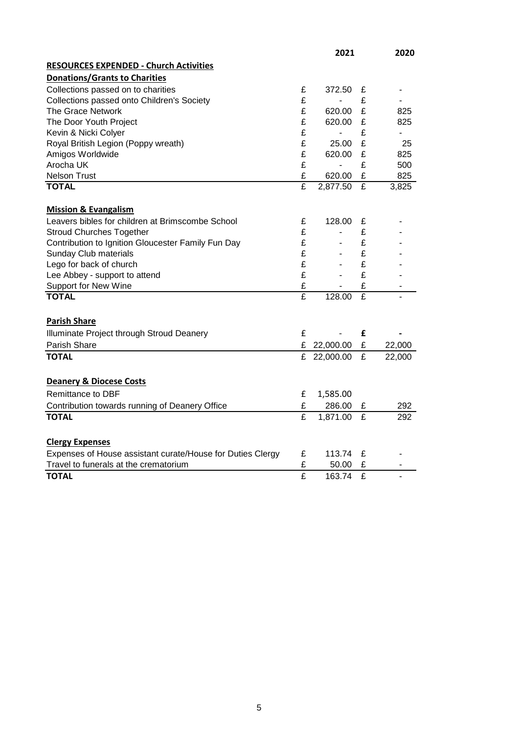| | | 2021 | | 2020 |
|---|---|---|---|---|
| **RESOURCES EXPENDED - Church Activities** | | | | |
| **Donations/Grants to Charities** | | | | |
| Collections passed on to charities | £ | 372.50 | £ | - |
| Collections passed onto Children's Society | £ | - | £ | - |
| The Grace Network | £ | 620.00 | £ | 825 |
| The Door Youth Project | £ | 620.00 | £ | 825 |
| Kevin & Nicki Colyer | £ | - | £ | - |
| Royal British Legion (Poppy wreath) | £ | 25.00 | £ | 25 |
| Amigos Worldwide | £ | 620.00 | £ | 825 |
| Arocha UK | £ | - | £ | 500 |
| Nelson Trust | £ | 620.00 | £ | 825 |
| **TOTAL** | £ | 2,877.50 | £ | 3,825 |
| | | | | |
| **Mission & Evangalism** | | | | |
| Leavers bibles for children at Brimscombe School | £ | 128.00 | £ | - |
| Stroud Churches Together | £ | - | £ | - |
| Contribution to Ignition Gloucester Family Fun Day | £ | - | £ | - |
| Sunday Club materials | £ | - | £ | - |
| Lego for back of church | £ | - | £ | - |
| Lee Abbey - support to attend | £ | - | £ | - |
| Support for New Wine | £ | - | £ | - |
| **TOTAL** | £ | 128.00 | £ | - |
| | | | | |
| **Parish Share** | | | | |
| Illuminate Project through Stroud Deanery | £ | - | **£** | **-** |
| Parish Share | £ | 22,000.00 | £ | 22,000 |
| **TOTAL** | £ | 22,000.00 | £ | 22,000 |
| | | | | |
| **Deanery & Diocese Costs** | | | | |
| Remittance to DBF | £ | 1,585.00 | | |
| Contribution towards running of Deanery Office | £ | 286.00 | £ | 292 |
| **TOTAL** | £ | 1,871.00 | £ | 292 |
| | | | | |
| **Clergy Expenses** | | | | |
| Expenses of House assistant curate/House for Duties Clergy | £ | 113.74 | £ | - |
| Travel to funerals at the crematorium | £ | 50.00 | £ | - |
| **TOTAL** | £ | 163.74 | £ | - |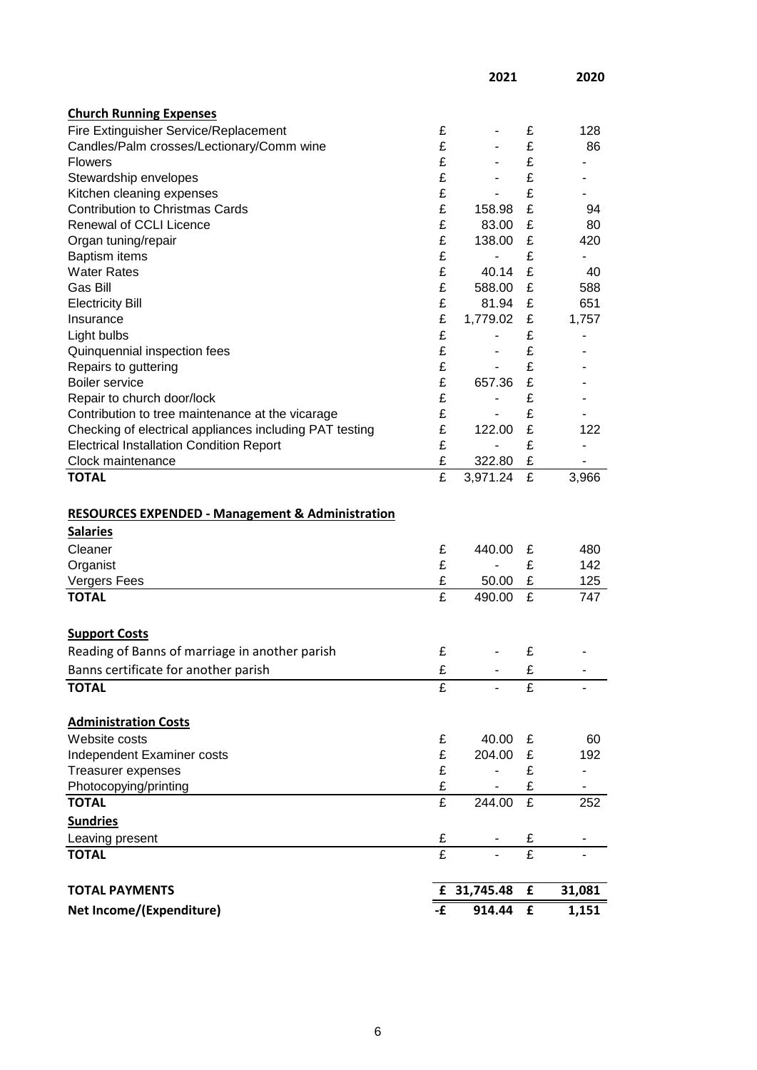| | | 2021 | | 2020 |
|---|---|---|---|---|
| **Church Running Expenses** | | | | |
| Fire Extinguisher Service/Replacement | £ | - | £ | 128 |
| Candles/Palm crosses/Lectionary/Comm wine | £ | - | £ | 86 |
| Flowers | £ | - | £ | - |
| Stewardship envelopes | £ | - | £ | - |
| Kitchen cleaning expenses | £ | - | £ | - |
| Contribution to Christmas Cards | £ | 158.98 | £ | 94 |
| Renewal of CCLI Licence | £ | 83.00 | £ | 80 |
| Organ tuning/repair | £ | 138.00 | £ | 420 |
| Baptism items | £ | - | £ | - |
| Water Rates | £ | 40.14 | £ | 40 |
| Gas Bill | £ | 588.00 | £ | 588 |
| Electricity Bill | £ | 81.94 | £ | 651 |
| Insurance | £ | 1,779.02 | £ | 1,757 |
| Light bulbs | £ | - | £ | - |
| Quinquennial inspection fees | £ | - | £ | - |
| Repairs to guttering | £ | - | £ | - |
| Boiler service | £ | 657.36 | £ | - |
| Repair to church door/lock | £ | - | £ | - |
| Contribution to tree maintenance at the vicarage | £ | - | £ | - |
| Checking of electrical appliances including PAT testing | £ | 122.00 | £ | 122 |
| Electrical Installation Condition Report | £ | - | £ | - |
| Clock maintenance | £ | 322.80 | £ | - |
| **TOTAL** | £ | 3,971.24 | £ | 3,966 |
| | | | | |
| **RESOURCES EXPENDED - Management & Administration** | | | | |
| **Salaries** | | | | |
| Cleaner | £ | 440.00 | £ | 480 |
| Organist | £ | - | £ | 142 |
| Vergers Fees | £ | 50.00 | £ | 125 |
| **TOTAL** | £ | 490.00 | £ | 747 |
| | | | | |
| **Support Costs** | | | | |
| Reading of Banns of marriage in another parish | £ | - | £ | - |
| Banns certificate for another parish | £ | - | £ | - |
| **TOTAL** | £ | - | £ | - |
| | | | | |
| **Administration Costs** | | | | |
| Website costs | £ | 40.00 | £ | 60 |
| Independent Examiner costs | £ | 204.00 | £ | 192 |
| Treasurer expenses | £ | - | £ | - |
| Photocopying/printing | £ | - | £ | - |
| **TOTAL** | £ | 244.00 | £ | 252 |
| **Sundries** | | | | |
| Leaving present | £ | - | £ | - |
| **TOTAL** | £ | - | £ | - |
| | | | | |
| **TOTAL PAYMENTS** | **£** | **31,745.48** | **£** | **31,081** |
| **Net Income/(Expenditure)** | **-£** | **914.44** | **£** | **1,151** |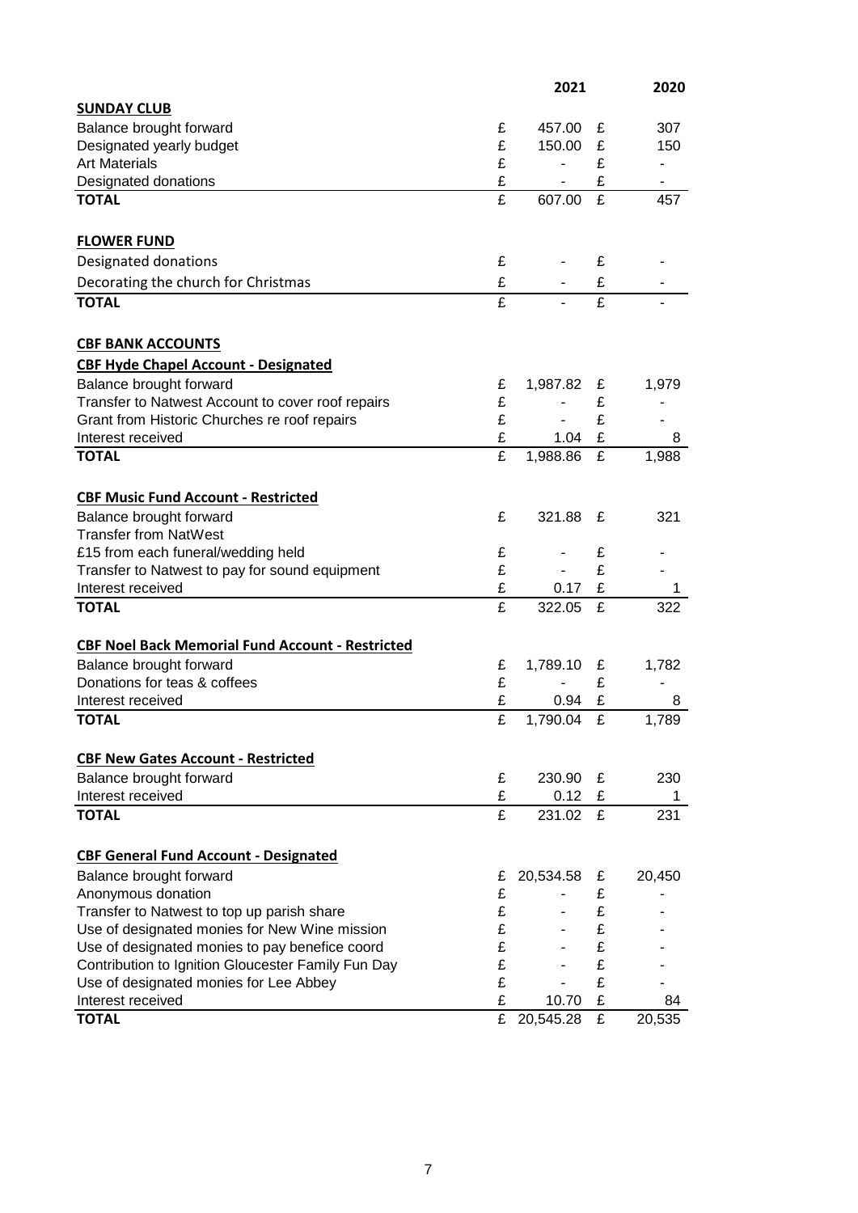| | | 2021 | | 2020 |
|---|---|---|---|---|
| **SUNDAY CLUB** | | | | |
| Balance brought forward | £ | 457.00 | £ | 307 |
| Designated yearly budget | £ | 150.00 | £ | 150 |
| Art Materials | £ | - | £ | - |
| Designated donations | £ | - | £ | - |
| **TOTAL** | £ | 607.00 | £ | 457 |
| | | | | |
| **FLOWER FUND** | | | | |
| Designated donations | £ | - | £ | - |
| Decorating the church for Christmas | £ | - | £ | - |
| **TOTAL** | £ | - | £ | - |
| | | | | |
| **CBF BANK ACCOUNTS** | | | | |
| **CBF Hyde Chapel Account - Designated** | | | | |
| Balance brought forward | £ | 1,987.82 | £ | 1,979 |
| Transfer to Natwest Account to cover roof repairs | £ | - | £ | - |
| Grant from Historic Churches re roof repairs | £ | - | £ | - |
| Interest received | £ | 1.04 | £ | 8 |
| **TOTAL** | £ | 1,988.86 | £ | 1,988 |
| | | | | |
| **CBF Music Fund Account - Restricted** | | | | |
| Balance brought forward | £ | 321.88 | £ | 321 |
| Transfer from NatWest | | | | |
| £15 from each funeral/wedding held | £ | - | £ | - |
| Transfer to Natwest to pay for sound equipment | £ | - | £ | - |
| Interest received | £ | 0.17 | £ | 1 |
| **TOTAL** | £ | 322.05 | £ | 322 |
| | | | | |
| **CBF Noel Back Memorial Fund Account - Restricted** | | | | |
| Balance brought forward | £ | 1,789.10 | £ | 1,782 |
| Donations for teas & coffees | £ | - | £ | - |
| Interest received | £ | 0.94 | £ | 8 |
| **TOTAL** | £ | 1,790.04 | £ | 1,789 |
| | | | | |
| **CBF New Gates Account - Restricted** | | | | |
| Balance brought forward | £ | 230.90 | £ | 230 |
| Interest received | £ | 0.12 | £ | 1 |
| **TOTAL** | £ | 231.02 | £ | 231 |
| | | | | |
| **CBF General Fund Account - Designated** | | | | |
| Balance brought forward | £ | 20,534.58 | £ | 20,450 |
| Anonymous donation | £ | - | £ | - |
| Transfer to Natwest to top up parish share | £ | - | £ | - |
| Use of designated monies for New Wine mission | £ | - | £ | - |
| Use of designated monies to pay benefice coord | £ | - | £ | - |
| Contribution to Ignition Gloucester Family Fun Day | £ | - | £ | - |
| Use of designated monies for Lee Abbey | £ | - | £ | - |
| Interest received | £ | 10.70 | £ | 84 |
| **TOTAL** | £ | 20,545.28 | £ | 20,535 |